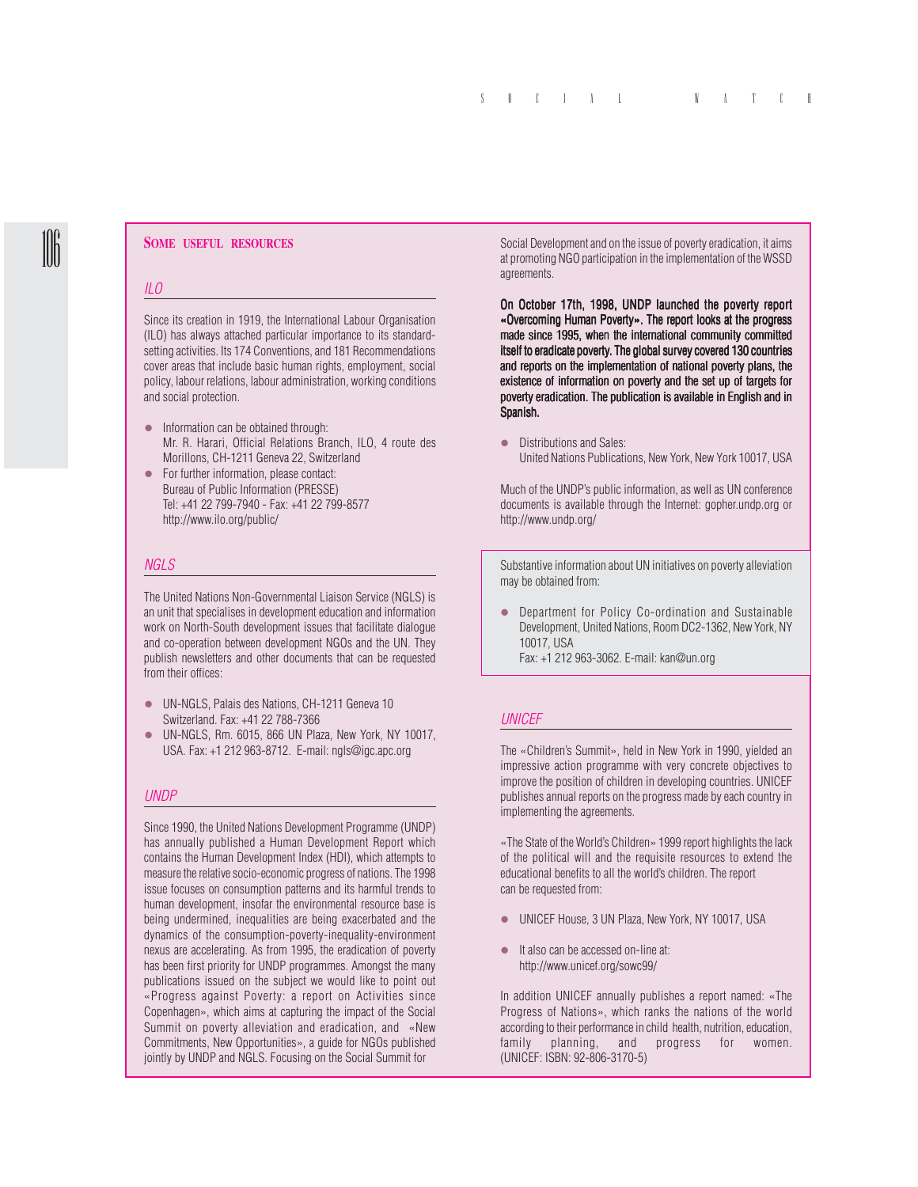## SOME USEFUL RESOURCES

### *ILO*

Since its creation in 1919, the International Labour Organisation (ILO) has always attached particular importance to its standard-setting activities. Its 174 Conventions, and 181 Recommendations cover areas that include basic human rights, employment, social policy, labour relations, labour administration, working conditions and social protection.

- Information can be obtained through:
  Mr. R. Harari, Official Relations Branch, ILO, 4 route des Morillons, CH-1211 Geneva 22, Switzerland
- For further information, please contact:
  Bureau of Public Information (PRESSE)
  Tel: +41 22 799-7940 - Fax: +41 22 799-8577
  http://www.ilo.org/public/

### *NGLS*

The United Nations Non-Governmental Liaison Service (NGLS) is an unit that specialises in development education and information work on North-South development issues that facilitate dialogue and co-operation between development NGOs and the UN. They publish newsletters and other documents that can be requested from their offices:

- UN-NGLS, Palais des Nations, CH-1211 Geneva 10 Switzerland. Fax: +41 22 788-7366
- UN-NGLS, Rm. 6015, 866 UN Plaza, New York, NY 10017, USA. Fax: +1 212 963-8712. E-mail: ngls@igc.apc.org

### *UNDP*

Since 1990, the United Nations Development Programme (UNDP) has annually published a Human Development Report which contains the Human Development Index (HDI), which attempts to measure the relative socio-economic progress of nations. The 1998 issue focuses on consumption patterns and its harmful trends to human development, insofar the environmental resource base is being undermined, inequalities are being exacerbated and the dynamics of the consumption-poverty-inequality-environment nexus are accelerating. As from 1995, the eradication of poverty has been first priority for UNDP programmes. Amongst the many publications issued on the subject we would like to point out «Progress against Poverty: a report on Activities since Copenhagen», which aims at capturing the impact of the Social Summit on poverty alleviation and eradication, and «New Commitments, New Opportunities», a guide for NGOs published jointly by UNDP and NGLS. Focusing on the Social Summit for Social Development and on the issue of poverty eradication, it aims at promoting NGO participation in the implementation of the WSSD agreements.

**On October 17th, 1998, UNDP launched the poverty report «Overcoming Human Poverty». The report looks at the progress made since 1995, when the international community committed itself to eradicate poverty. The global survey covered 130 countries and reports on the implementation of national poverty plans, the existence of information on poverty and the set up of targets for poverty eradication. The publication is available in English and in Spanish.**

- Distributions and Sales:
  United Nations Publications, New York, New York 10017, USA

Much of the UNDP's public information, as well as UN conference documents is available through the Internet: gopher.undp.org or http://www.undp.org/

Substantive information about UN initiatives on poverty alleviation may be obtained from:

- Department for Policy Co-ordination and Sustainable Development, United Nations, Room DC2-1362, New York, NY 10017, USA
  Fax: +1 212 963-3062. E-mail: kan@un.org

### *UNICEF*

The «Children's Summit», held in New York in 1990, yielded an impressive action programme with very concrete objectives to improve the position of children in developing countries. UNICEF publishes annual reports on the progress made by each country in implementing the agreements.

«The State of the World's Children» 1999 report highlights the lack of the political will and the requisite resources to extend the educational benefits to all the world's children. The report can be requested from:

- UNICEF House, 3 UN Plaza, New York, NY 10017, USA
- It also can be accessed on-line at:
  http://www.unicef.org/sowc99/

In addition UNICEF annually publishes a report named: «The Progress of Nations», which ranks the nations of the world according to their performance in child health, nutrition, education, family planning, and progress for women. (UNICEF: ISBN: 92-806-3170-5)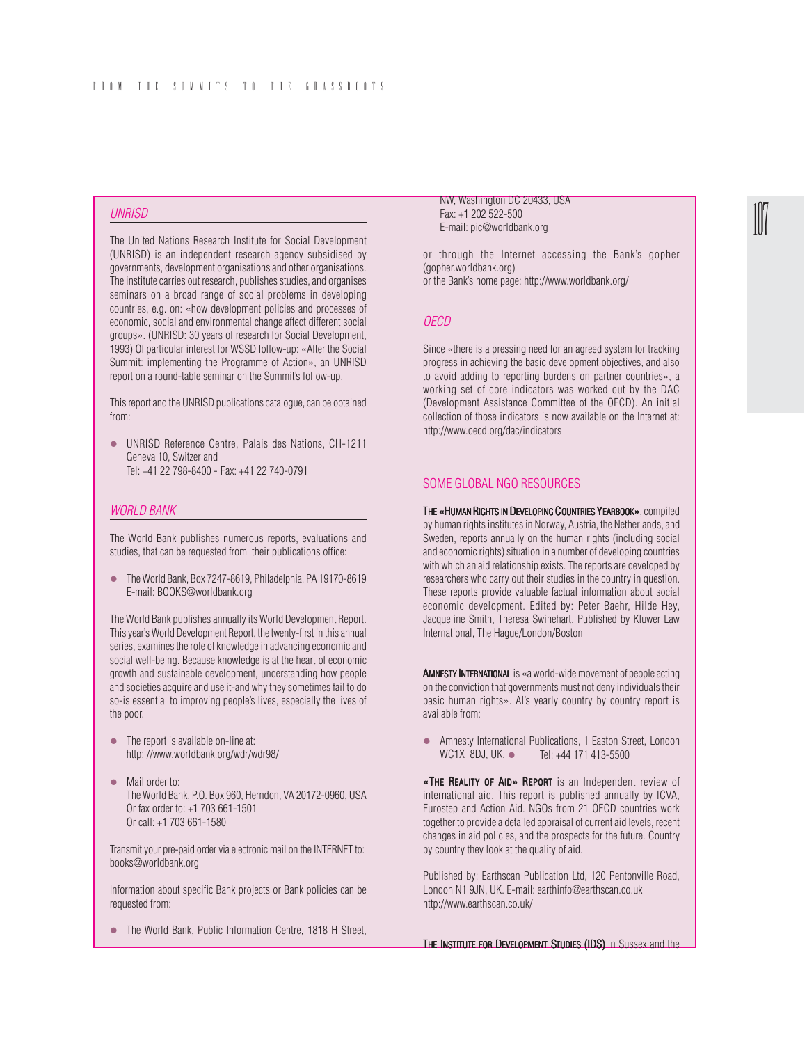## UNRISD

The United Nations Research Institute for Social Development (UNRISD) is an independent research agency subsidised by governments, development organisations and other organisations. The institute carries out research, publishes studies, and organises seminars on a broad range of social problems in developing countries, e.g. on: «how development policies and processes of economic, social and environmental change affect different social groups». (UNRISD: 30 years of research for Social Development, 1993) Of particular interest for WSSD follow-up: «After the Social Summit: implementing the Programme of Action», an UNRISD report on a round-table seminar on the Summit's follow-up.

This report and the UNRISD publications catalogue, can be obtained from:

- UNRISD Reference Centre, Palais des Nations, CH-1211 Geneva 10, Switzerland
  Tel: +41 22 798-8400 - Fax: +41 22 740-0791

## WORLD BANK

The World Bank publishes numerous reports, evaluations and studies, that can be requested from their publications office:

- The World Bank, Box 7247-8619, Philadelphia, PA 19170-8619
  E-mail: BOOKS@worldbank.org

The World Bank publishes annually its World Development Report. This year's World Development Report, the twenty-first in this annual series, examines the role of knowledge in advancing economic and social well-being. Because knowledge is at the heart of economic growth and sustainable development, understanding how people and societies acquire and use it-and why they sometimes fail to do so-is essential to improving people's lives, especially the lives of the poor.

- The report is available on-line at:
  http: //www.worldbank.org/wdr/wdr98/
- Mail order to:
  The World Bank, P.O. Box 960, Herndon, VA 20172-0960, USA
  Or fax order to: +1 703 661-1501
  Or call: +1 703 661-1580

Transmit your pre-paid order via electronic mail on the INTERNET to: books@worldbank.org

Information about specific Bank projects or Bank policies can be requested from:

- The World Bank, Public Information Centre, 1818 H Street, NW, Washington DC 20433, USA
  Fax: +1 202 522-500
  E-mail: pic@worldbank.org

or through the Internet accessing the Bank's gopher (gopher.worldbank.org)
or the Bank's home page: http://www.worldbank.org/

## OECD

Since «there is a pressing need for an agreed system for tracking progress in achieving the basic development objectives, and also to avoid adding to reporting burdens on partner countries», a working set of core indicators was worked out by the DAC (Development Assistance Committee of the OECD). An initial collection of those indicators is now available on the Internet at: http://www.oecd.org/dac/indicators

## SOME GLOBAL NGO RESOURCES

**THE «HUMAN RIGHTS IN DEVELOPING COUNTRIES YEARBOOK»**, compiled by human rights institutes in Norway, Austria, the Netherlands, and Sweden, reports annually on the human rights (including social and economic rights) situation in a number of developing countries with which an aid relationship exists. The reports are developed by researchers who carry out their studies in the country in question. These reports provide valuable factual information about social economic development. Edited by: Peter Baehr, Hilde Hey, Jacqueline Smith, Theresa Swinehart. Published by Kluwer Law International, The Hague/London/Boston

**AMNESTY INTERNATIONAL** is «a world-wide movement of people acting on the conviction that governments must not deny individuals their basic human rights». AI's yearly country by country report is available from:

- Amnesty International Publications, 1 Easton Street, London WC1X 8DJ, UK.
- Tel: +44 171 413-5500

**«THE REALITY OF AID» REPORT** is an Independent review of international aid. This report is published annually by ICVA, Eurostep and Action Aid. NGOs from 21 OECD countries work together to provide a detailed appraisal of current aid levels, recent changes in aid policies, and the prospects for the future. Country by country they look at the quality of aid.

Published by: Earthscan Publication Ltd, 120 Pentonville Road, London N1 9JN, UK. E-mail: earthinfo@earthscan.co.uk
http://www.earthscan.co.uk/

**THE INSTITUTE FOR DEVELOPMENT STUDIES (IDS)** in Sussex and the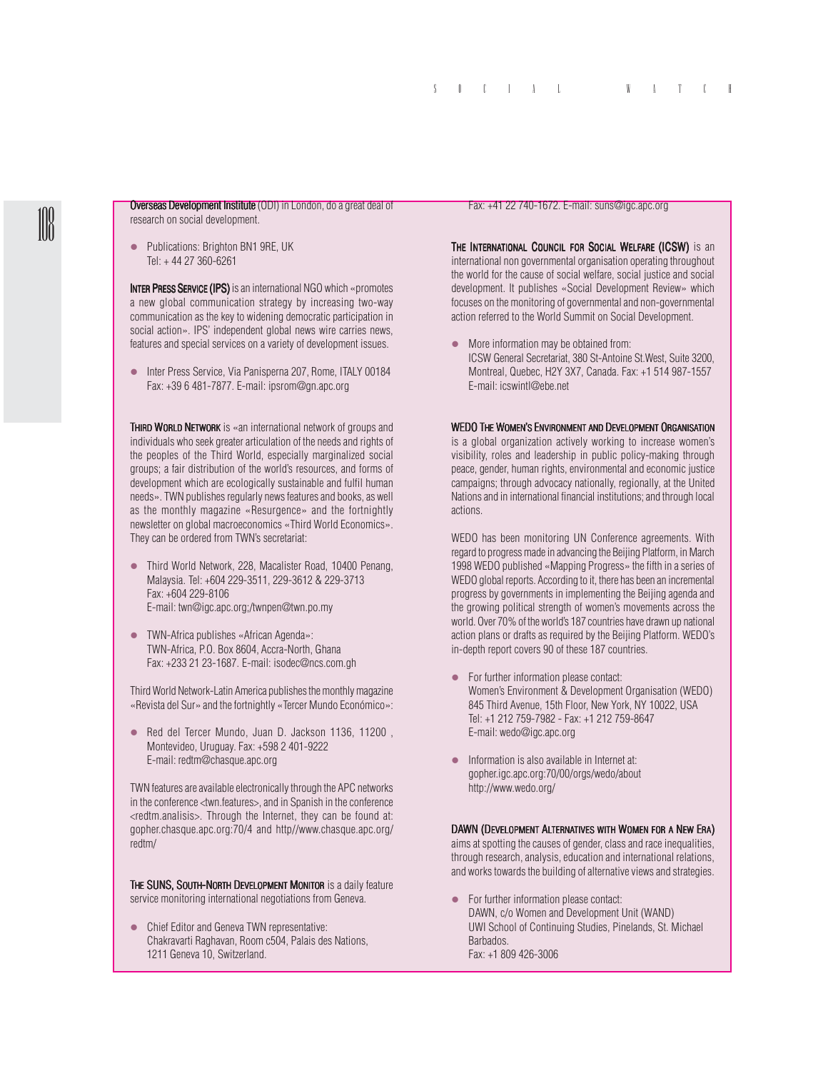**Overseas Development Institute** (ODI) in London, do a great deal of research on social development.

- Publications: Brighton BN1 9RE, UK
  Tel: + 44 27 360-6261

**INTER PRESS SERVICE (IPS)** is an international NGO which «promotes a new global communication strategy by increasing two-way communication as the key to widening democratic participation in social action». IPS' independent global news wire carries news, features and special services on a variety of development issues.

- Inter Press Service, Via Panisperna 207, Rome, ITALY 00184
  Fax: +39 6 481-7877. E-mail: ipsrom@gn.apc.org

**THIRD WORLD NETWORK** is «an international network of groups and individuals who seek greater articulation of the needs and rights of the peoples of the Third World, especially marginalized social groups; a fair distribution of the world's resources, and forms of development which are ecologically sustainable and fulfil human needs». TWN publishes regularly news features and books, as well as the monthly magazine «Resurgence» and the fortnightly newsletter on global macroeconomics «Third World Economics». They can be ordered from TWN's secretariat:

- Third World Network, 228, Macalister Road, 10400 Penang, Malaysia. Tel: +604 229-3511, 229-3612 & 229-3713
  Fax: +604 229-8106
  E-mail: twn@igc.apc.org;/twnpen@twn.po.my

- TWN-Africa publishes «African Agenda»:
  TWN-Africa, P.O. Box 8604, Accra-North, Ghana
  Fax: +233 21 23-1687. E-mail: isodec@ncs.com.gh

Third World Network-Latin America publishes the monthly magazine «Revista del Sur» and the fortnightly «Tercer Mundo Económico»:

- Red del Tercer Mundo, Juan D. Jackson 1136, 11200 , Montevideo, Uruguay. Fax: +598 2 401-9222
  E-mail: redtm@chasque.apc.org

TWN features are available electronically through the APC networks in the conference <twn.features>, and in Spanish in the conference <redtm.analisis>. Through the Internet, they can be found at: gopher.chasque.apc.org:70/4 and http//www.chasque.apc.org/redtm/

**THE SUNS, SOUTH-NORTH DEVELOPMENT MONITOR** is a daily feature service monitoring international negotiations from Geneva.

- Chief Editor and Geneva TWN representative:
  Chakravarti Raghavan, Room c504, Palais des Nations, 1211 Geneva 10, Switzerland.
  Fax: +41 22 740-1672. E-mail: suns@igc.apc.org

**THE INTERNATIONAL COUNCIL FOR SOCIAL WELFARE (ICSW)** is an international non governmental organisation operating throughout the world for the cause of social welfare, social justice and social development. It publishes «Social Development Review» which focuses on the monitoring of governmental and non-governmental action referred to the World Summit on Social Development.

- More information may be obtained from:
  ICSW General Secretariat, 380 St-Antoine St.West, Suite 3200, Montreal, Quebec, H2Y 3X7, Canada. Fax: +1 514 987-1557
  E-mail: icswintl@ebe.net

**WEDO THE WOMEN'S ENVIRONMENT AND DEVELOPMENT ORGANISATION** is a global organization actively working to increase women's visibility, roles and leadership in public policy-making through peace, gender, human rights, environmental and economic justice campaigns; through advocacy nationally, regionally, at the United Nations and in international financial institutions; and through local actions.

WEDO has been monitoring UN Conference agreements. With regard to progress made in advancing the Beijing Platform, in March 1998 WEDO published «Mapping Progress» the fifth in a series of WEDO global reports. According to it, there has been an incremental progress by governments in implementing the Beijing agenda and the growing political strength of women's movements across the world. Over 70% of the world's 187 countries have drawn up national action plans or drafts as required by the Beijing Platform. WEDO's in-depth report covers 90 of these 187 countries.

- For further information please contact:
  Women's Environment & Development Organisation (WEDO)
  845 Third Avenue, 15th Floor, New York, NY 10022, USA
  Tel: +1 212 759-7982 - Fax: +1 212 759-8647
  E-mail: wedo@igc.apc.org

- Information is also available in Internet at:
  gopher.igc.apc.org:70/00/orgs/wedo/about
  http://www.wedo.org/

**DAWN (DEVELOPMENT ALTERNATIVES WITH WOMEN FOR A NEW ERA)** aims at spotting the causes of gender, class and race inequalities, through research, analysis, education and international relations, and works towards the building of alternative views and strategies.

- For further information please contact:
  DAWN, c/o Women and Development Unit (WAND)
  UWI School of Continuing Studies, Pinelands, St. Michael
  Barbados.
  Fax: +1 809 426-3006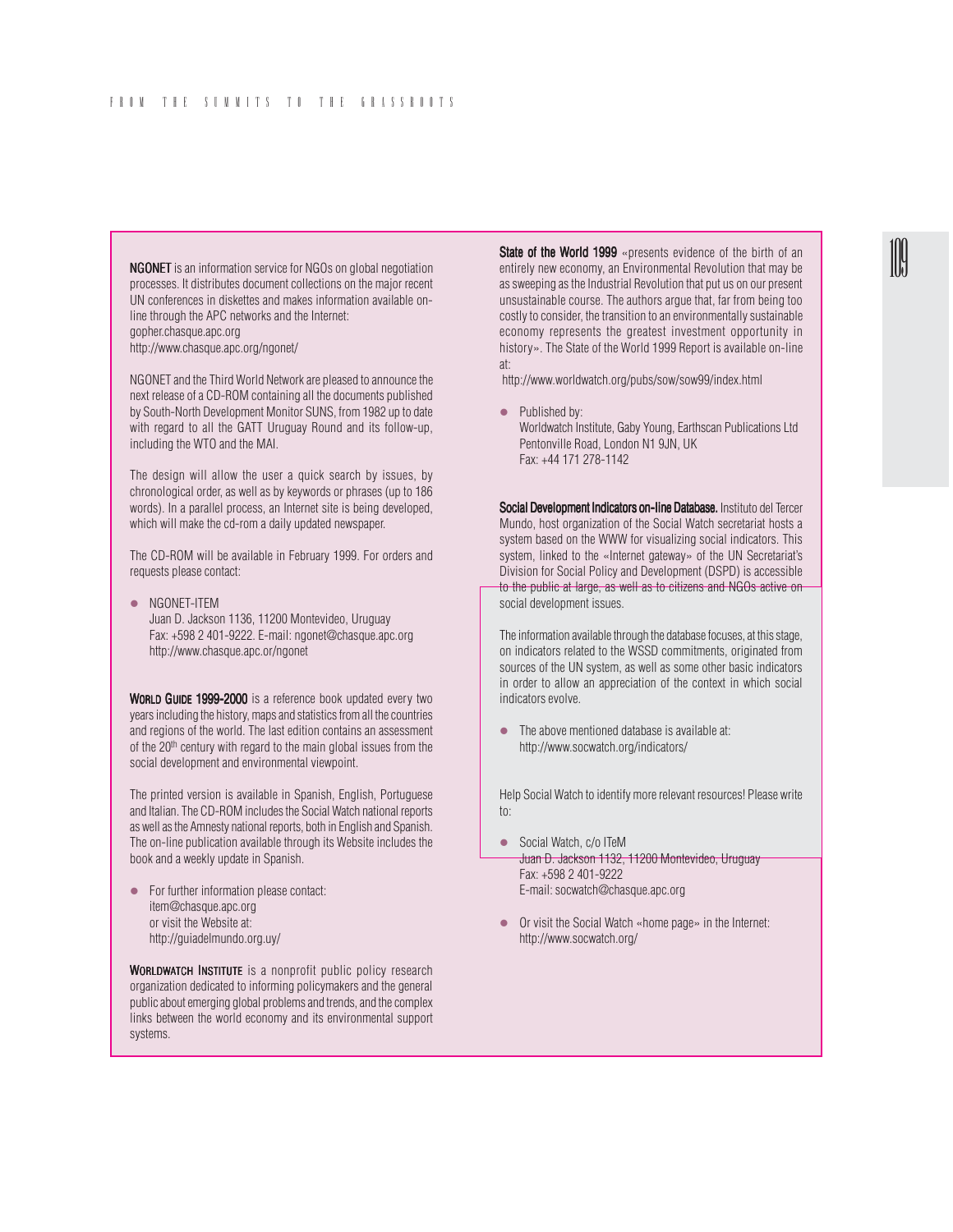**NGONET** is an information service for NGOs on global negotiation processes. It distributes document collections on the major recent UN conferences in diskettes and makes information available on-line through the APC networks and the Internet:
gopher.chasque.apc.org
http://www.chasque.apc.org/ngonet/

NGONET and the Third World Network are pleased to announce the next release of a CD-ROM containing all the documents published by South-North Development Monitor SUNS, from 1982 up to date with regard to all the GATT Uruguay Round and its follow-up, including the WTO and the MAI.

The design will allow the user a quick search by issues, by chronological order, as well as by keywords or phrases (up to 186 words). In a parallel process, an Internet site is being developed, which will make the cd-rom a daily updated newspaper.

The CD-ROM will be available in February 1999. For orders and requests please contact:

- NGONET-ITEM
  Juan D. Jackson 1136, 11200 Montevideo, Uruguay
  Fax: +598 2 401-9222. E-mail: ngonet@chasque.apc.org
  http://www.chasque.apc.or/ngonet

**WORLD GUIDE 1999-2000** is a reference book updated every two years including the history, maps and statistics from all the countries and regions of the world. The last edition contains an assessment of the 20th century with regard to the main global issues from the social development and environmental viewpoint.

The printed version is available in Spanish, English, Portuguese and Italian. The CD-ROM includes the Social Watch national reports as well as the Amnesty national reports, both in English and Spanish. The on-line publication available through its Website includes the book and a weekly update in Spanish.

- For further information please contact:
  item@chasque.apc.org
  or visit the Website at:
  http://guiadelmundo.org.uy/

**WORLDWATCH INSTITUTE** is a nonprofit public policy research organization dedicated to informing policymakers and the general public about emerging global problems and trends, and the complex links between the world economy and its environmental support systems.

**State of the World 1999** «presents evidence of the birth of an entirely new economy, an Environmental Revolution that may be as sweeping as the Industrial Revolution that put us on our present unsustainable course. The authors argue that, far from being too costly to consider, the transition to an environmentally sustainable economy represents the greatest investment opportunity in history». The State of the World 1999 Report is available on-line at:
http://www.worldwatch.org/pubs/sow/sow99/index.html

- Published by:
  Worldwatch Institute, Gaby Young, Earthscan Publications Ltd
  Pentonville Road, London N1 9JN, UK
  Fax: +44 171 278-1142

**Social Development Indicators on-line Database.** Instituto del Tercer Mundo, host organization of the Social Watch secretariat hosts a system based on the WWW for visualizing social indicators. This system, linked to the «Internet gateway» of the UN Secretariat's Division for Social Policy and Development (DSPD) is accessible to the public at large, as well as to citizens and NGOs active on social development issues.

The information available through the database focuses, at this stage, on indicators related to the WSSD commitments, originated from sources of the UN system, as well as some other basic indicators in order to allow an appreciation of the context in which social indicators evolve.

- The above mentioned database is available at:
  http://www.socwatch.org/indicators/

Help Social Watch to identify more relevant resources! Please write to:

- Social Watch, c/o ITeM
  Juan D. Jackson 1132, 11200 Montevideo, Uruguay
  Fax: +598 2 401-9222
  E-mail: socwatch@chasque.apc.org

- Or visit the Social Watch «home page» in the Internet:
  http://www.socwatch.org/